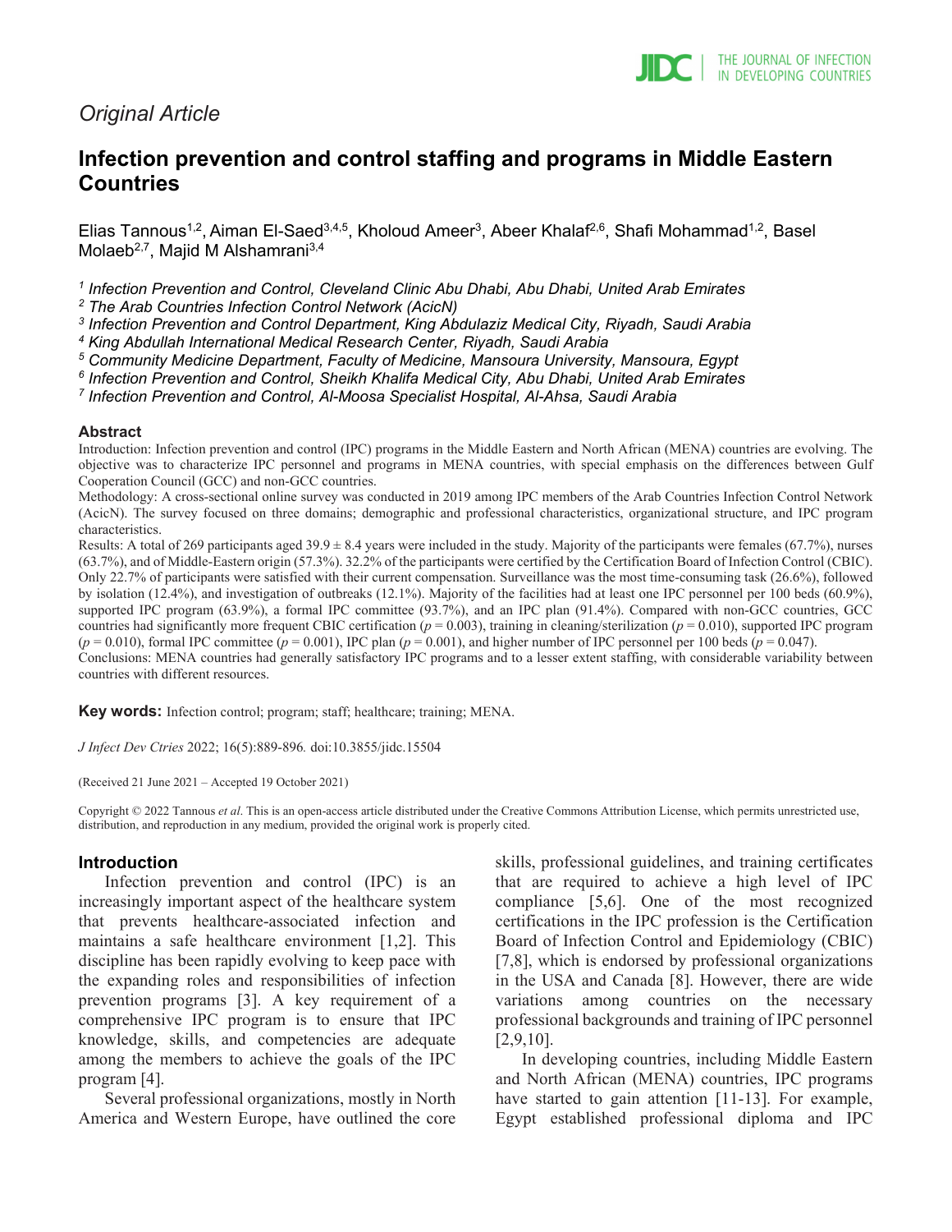*Original Article*

# Infection prevention and control staffing and programs in Middle Eastern Countries

Elias Tannous[1,2], Aiman El-Saed[3,4,5], Kholoud Ameer[3], Abeer Khalaf[2,6], Shafi Mohammad[1,2], Basel Molaeb[2,7], Majid M Alshamrani[3,4]

*[1] Infection Prevention and Control, Cleveland Clinic Abu Dhabi, Abu Dhabi, United Arab Emirates*
*[2] The Arab Countries Infection Control Network (AcicN)*
*[3] Infection Prevention and Control Department, King Abdulaziz Medical City, Riyadh, Saudi Arabia*
*[4] King Abdullah International Medical Research Center, Riyadh, Saudi Arabia*
*[5] Community Medicine Department, Faculty of Medicine, Mansoura University, Mansoura, Egypt*
*[6] Infection Prevention and Control, Sheikh Khalifa Medical City, Abu Dhabi, United Arab Emirates*
*[7] Infection Prevention and Control, Al-Moosa Specialist Hospital, Al-Ahsa, Saudi Arabia*

### Abstract

Introduction: Infection prevention and control (IPC) programs in the Middle Eastern and North African (MENA) countries are evolving. The objective was to characterize IPC personnel and programs in MENA countries, with special emphasis on the differences between Gulf Cooperation Council (GCC) and non-GCC countries.

Methodology: A cross-sectional online survey was conducted in 2019 among IPC members of the Arab Countries Infection Control Network (AcicN). The survey focused on three domains; demographic and professional characteristics, organizational structure, and IPC program characteristics.

Results: A total of 269 participants aged 39.9 ± 8.4 years were included in the study. Majority of the participants were females (67.7%), nurses (63.7%), and of Middle-Eastern origin (57.3%). 32.2% of the participants were certified by the Certification Board of Infection Control (CBIC). Only 22.7% of participants were satisfied with their current compensation. Surveillance was the most time-consuming task (26.6%), followed by isolation (12.4%), and investigation of outbreaks (12.1%). Majority of the facilities had at least one IPC personnel per 100 beds (60.9%), supported IPC program (63.9%), a formal IPC committee (93.7%), and an IPC plan (91.4%). Compared with non-GCC countries, GCC countries had significantly more frequent CBIC certification ($p = 0.003$), training in cleaning/sterilization ($p = 0.010$), supported IPC program ($p = 0.010$), formal IPC committee ($p = 0.001$), IPC plan ($p = 0.001$), and higher number of IPC personnel per 100 beds ($p = 0.047$).

Conclusions: MENA countries had generally satisfactory IPC programs and to a lesser extent staffing, with considerable variability between countries with different resources.

**Key words:** Infection control; program; staff; healthcare; training; MENA.

*J Infect Dev Ctries* 2022; 16(5):889-896. doi:10.3855/jidc.15504

(Received 21 June 2021 – Accepted 19 October 2021)

Copyright © 2022 Tannous *et al*. This is an open-access article distributed under the Creative Commons Attribution License, which permits unrestricted use, distribution, and reproduction in any medium, provided the original work is properly cited.

## Introduction

Infection prevention and control (IPC) is an increasingly important aspect of the healthcare system that prevents healthcare-associated infection and maintains a safe healthcare environment [1,2]. This discipline has been rapidly evolving to keep pace with the expanding roles and responsibilities of infection prevention programs [3]. A key requirement of a comprehensive IPC program is to ensure that IPC knowledge, skills, and competencies are adequate among the members to achieve the goals of the IPC program [4].

Several professional organizations, mostly in North America and Western Europe, have outlined the core skills, professional guidelines, and training certificates that are required to achieve a high level of IPC compliance [5,6]. One of the most recognized certifications in the IPC profession is the Certification Board of Infection Control and Epidemiology (CBIC) [7,8], which is endorsed by professional organizations in the USA and Canada [8]. However, there are wide variations among countries on the necessary professional backgrounds and training of IPC personnel [2,9,10].

In developing countries, including Middle Eastern and North African (MENA) countries, IPC programs have started to gain attention [11-13]. For example, Egypt established professional diploma and IPC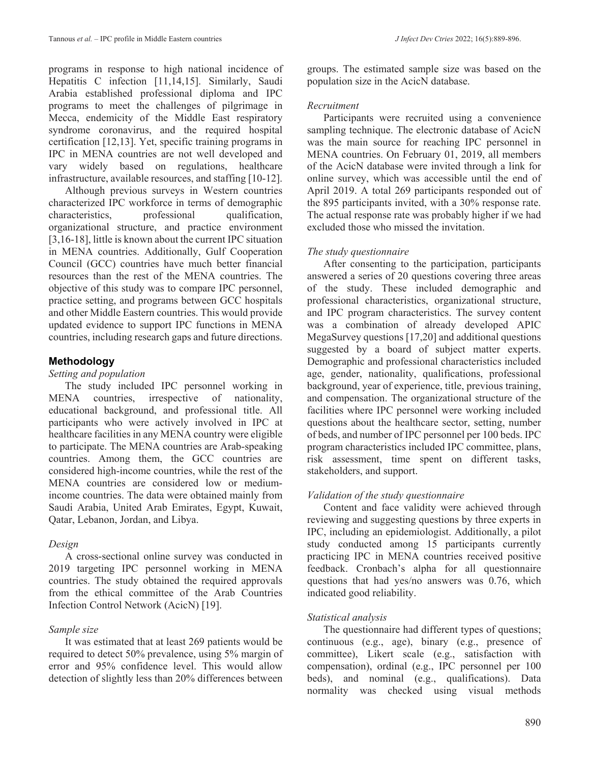programs in response to high national incidence of Hepatitis C infection [11,14,15]. Similarly, Saudi Arabia established professional diploma and IPC programs to meet the challenges of pilgrimage in Mecca, endemicity of the Middle East respiratory syndrome coronavirus, and the required hospital certification [12,13]. Yet, specific training programs in IPC in MENA countries are not well developed and vary widely based on regulations, healthcare infrastructure, available resources, and staffing [10-12].

Although previous surveys in Western countries characterized IPC workforce in terms of demographic characteristics, professional qualification, organizational structure, and practice environment [3,16-18], little is known about the current IPC situation in MENA countries. Additionally, Gulf Cooperation Council (GCC) countries have much better financial resources than the rest of the MENA countries. The objective of this study was to compare IPC personnel, practice setting, and programs between GCC hospitals and other Middle Eastern countries. This would provide updated evidence to support IPC functions in MENA countries, including research gaps and future directions.

## Methodology

*Setting and population*

The study included IPC personnel working in MENA countries, irrespective of nationality, educational background, and professional title. All participants who were actively involved in IPC at healthcare facilities in any MENA country were eligible to participate. The MENA countries are Arab-speaking countries. Among them, the GCC countries are considered high-income countries, while the rest of the MENA countries are considered low or medium-income countries. The data were obtained mainly from Saudi Arabia, United Arab Emirates, Egypt, Kuwait, Qatar, Lebanon, Jordan, and Libya.

*Design*

A cross-sectional online survey was conducted in 2019 targeting IPC personnel working in MENA countries. The study obtained the required approvals from the ethical committee of the Arab Countries Infection Control Network (AcicN) [19].

*Sample size*

It was estimated that at least 269 patients would be required to detect 50% prevalence, using 5% margin of error and 95% confidence level. This would allow detection of slightly less than 20% differences between groups. The estimated sample size was based on the population size in the AcicN database.

*Recruitment*

Participants were recruited using a convenience sampling technique. The electronic database of AcicN was the main source for reaching IPC personnel in MENA countries. On February 01, 2019, all members of the AcicN database were invited through a link for online survey, which was accessible until the end of April 2019. A total 269 participants responded out of the 895 participants invited, with a 30% response rate. The actual response rate was probably higher if we had excluded those who missed the invitation.

*The study questionnaire*

After consenting to the participation, participants answered a series of 20 questions covering three areas of the study. These included demographic and professional characteristics, organizational structure, and IPC program characteristics. The survey content was a combination of already developed APIC MegaSurvey questions [17,20] and additional questions suggested by a board of subject matter experts. Demographic and professional characteristics included age, gender, nationality, qualifications, professional background, year of experience, title, previous training, and compensation. The organizational structure of the facilities where IPC personnel were working included questions about the healthcare sector, setting, number of beds, and number of IPC personnel per 100 beds. IPC program characteristics included IPC committee, plans, risk assessment, time spent on different tasks, stakeholders, and support.

*Validation of the study questionnaire*

Content and face validity were achieved through reviewing and suggesting questions by three experts in IPC, including an epidemiologist. Additionally, a pilot study conducted among 15 participants currently practicing IPC in MENA countries received positive feedback. Cronbach's alpha for all questionnaire questions that had yes/no answers was 0.76, which indicated good reliability.

*Statistical analysis*

The questionnaire had different types of questions; continuous (e.g., age), binary (e.g., presence of committee), Likert scale (e.g., satisfaction with compensation), ordinal (e.g., IPC personnel per 100 beds), and nominal (e.g., qualifications). Data normality was checked using visual methods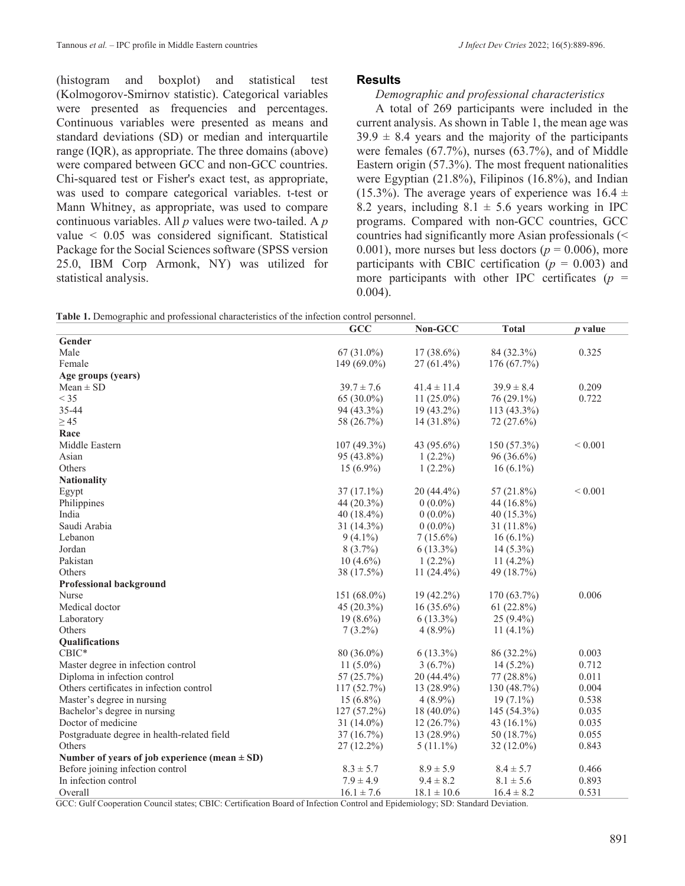(histogram and boxplot) and statistical test (Kolmogorov-Smirnov statistic). Categorical variables were presented as frequencies and percentages. Continuous variables were presented as means and standard deviations (SD) or median and interquartile range (IQR), as appropriate. The three domains (above) were compared between GCC and non-GCC countries. Chi-squared test or Fisher's exact test, as appropriate, was used to compare categorical variables. t-test or Mann Whitney, as appropriate, was used to compare continuous variables. All $p$ values were two-tailed. A $p$ value $< 0.05$ was considered significant. Statistical Package for the Social Sciences software (SPSS version 25.0, IBM Corp Armonk, NY) was utilized for statistical analysis.

## Results

### *Demographic and professional characteristics*

A total of 269 participants were included in the current analysis. As shown in Table 1, the mean age was $39.9 \pm 8.4$ years and the majority of the participants were females (67.7%), nurses (63.7%), and of Middle Eastern origin (57.3%). The most frequent nationalities were Egyptian (21.8%), Filipinos (16.8%), and Indian (15.3%). The average years of experience was $16.4 \pm 8.2$ years, including $8.1 \pm 5.6$ years working in IPC programs. Compared with non-GCC countries, GCC countries had significantly more Asian professionals (< 0.001), more nurses but less doctors ($p = 0.006$), more participants with CBIC certification ($p = 0.003$) and more participants with other IPC certificates ($p = 0.004$).

**Table 1.** Demographic and professional characteristics of the infection control personnel.

| | GCC | Non-GCC | Total | *p* value |
|---|---|---|---|---|
| **Gender** | | | | |
| Male | 67 (31.0%) | 17 (38.6%) | 84 (32.3%) | 0.325 |
| Female | 149 (69.0%) | 27 (61.4%) | 176 (67.7%) | |
| **Age groups (years)** | | | | |
| Mean ± SD | 39.7 ± 7.6 | 41.4 ± 11.4 | 39.9 ± 8.4 | 0.209 |
| < 35 | 65 (30.0%) | 11 (25.0%) | 76 (29.1%) | 0.722 |
| 35-44 | 94 (43.3%) | 19 (43.2%) | 113 (43.3%) | |
| ≥ 45 | 58 (26.7%) | 14 (31.8%) | 72 (27.6%) | |
| **Race** | | | | |
| Middle Eastern | 107 (49.3%) | 43 (95.6%) | 150 (57.3%) | < 0.001 |
| Asian | 95 (43.8%) | 1 (2.2%) | 96 (36.6%) | |
| Others | 15 (6.9%) | 1 (2.2%) | 16 (6.1%) | |
| **Nationality** | | | | |
| Egypt | 37 (17.1%) | 20 (44.4%) | 57 (21.8%) | < 0.001 |
| Philippines | 44 (20.3%) | 0 (0.0%) | 44 (16.8%) | |
| India | 40 (18.4%) | 0 (0.0%) | 40 (15.3%) | |
| Saudi Arabia | 31 (14.3%) | 0 (0.0%) | 31 (11.8%) | |
| Lebanon | 9 (4.1%) | 7 (15.6%) | 16 (6.1%) | |
| Jordan | 8 (3.7%) | 6 (13.3%) | 14 (5.3%) | |
| Pakistan | 10 (4.6%) | 1 (2.2%) | 11 (4.2%) | |
| Others | 38 (17.5%) | 11 (24.4%) | 49 (18.7%) | |
| **Professional background** | | | | |
| Nurse | 151 (68.0%) | 19 (42.2%) | 170 (63.7%) | 0.006 |
| Medical doctor | 45 (20.3%) | 16 (35.6%) | 61 (22.8%) | |
| Laboratory | 19 (8.6%) | 6 (13.3%) | 25 (9.4%) | |
| Others | 7 (3.2%) | 4 (8.9%) | 11 (4.1%) | |
| **Qualifications** | | | | |
| CBIC* | 80 (36.0%) | 6 (13.3%) | 86 (32.2%) | 0.003 |
| Master degree in infection control | 11 (5.0%) | 3 (6.7%) | 14 (5.2%) | 0.712 |
| Diploma in infection control | 57 (25.7%) | 20 (44.4%) | 77 (28.8%) | 0.011 |
| Others certificates in infection control | 117 (52.7%) | 13 (28.9%) | 130 (48.7%) | 0.004 |
| Master's degree in nursing | 15 (6.8%) | 4 (8.9%) | 19 (7.1%) | 0.538 |
| Bachelor's degree in nursing | 127 (57.2%) | 18 (40.0%) | 145 (54.3%) | 0.035 |
| Doctor of medicine | 31 (14.0%) | 12 (26.7%) | 43 (16.1%) | 0.035 |
| Postgraduate degree in health-related field | 37 (16.7%) | 13 (28.9%) | 50 (18.7%) | 0.055 |
| Others | 27 (12.2%) | 5 (11.1%) | 32 (12.0%) | 0.843 |
| **Number of years of job experience (mean ± SD)** | | | | |
| Before joining infection control | 8.3 ± 5.7 | 8.9 ± 5.9 | 8.4 ± 5.7 | 0.466 |
| In infection control | 7.9 ± 4.9 | 9.4 ± 8.2 | 8.1 ± 5.6 | 0.893 |
| Overall | 16.1 ± 7.6 | 18.1 ± 10.6 | 16.4 ± 8.2 | 0.531 |

GCC: Gulf Cooperation Council states; CBIC: Certification Board of Infection Control and Epidemiology; SD: Standard Deviation.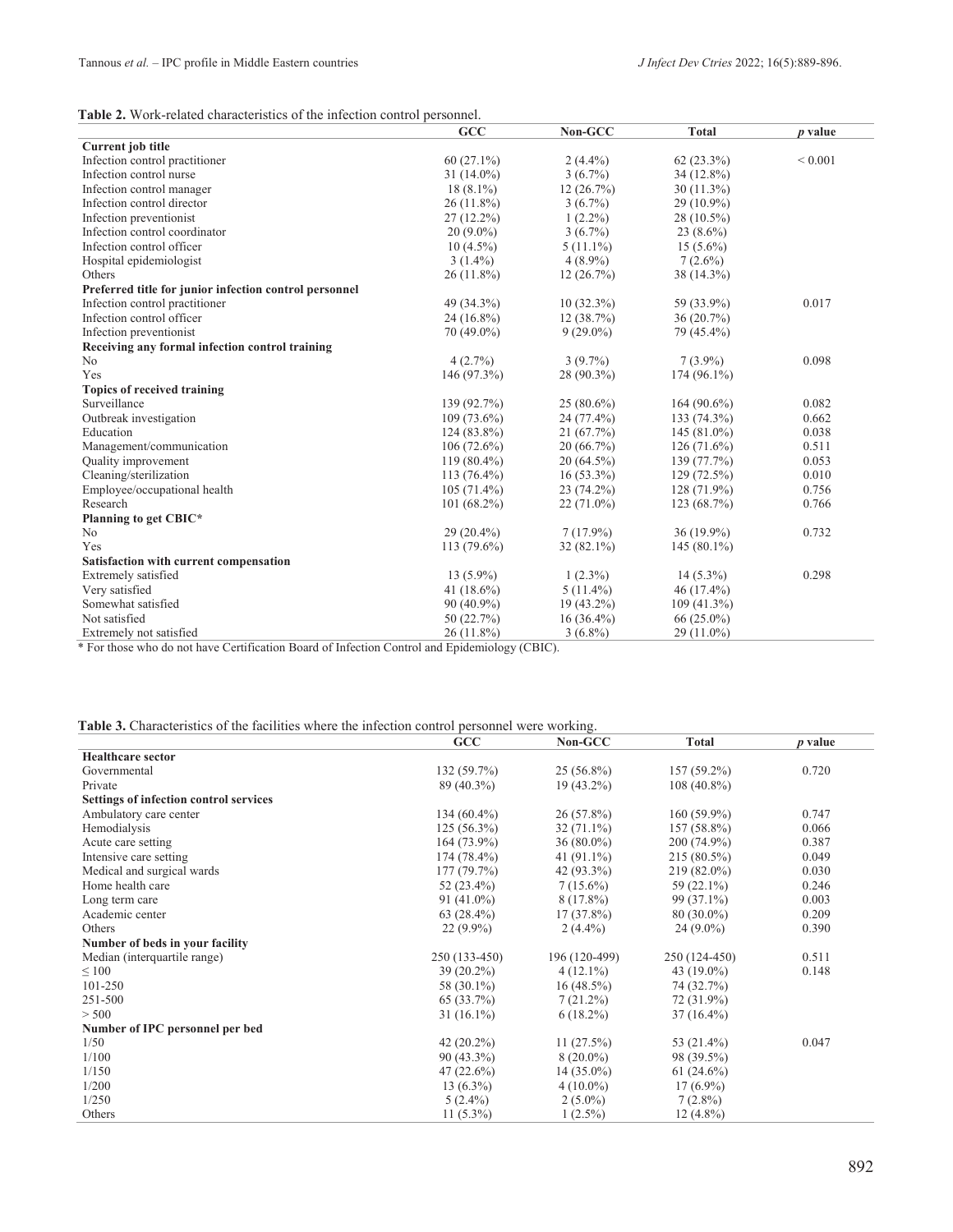**Table 2.** Work-related characteristics of the infection control personnel.

| | GCC | Non-GCC | Total | *p* value |
|---|---|---|---|---|
| **Current job title** | | | | |
| Infection control practitioner | 60 (27.1%) | 2 (4.4%) | 62 (23.3%) | < 0.001 |
| Infection control nurse | 31 (14.0%) | 3 (6.7%) | 34 (12.8%) | |
| Infection control manager | 18 (8.1%) | 12 (26.7%) | 30 (11.3%) | |
| Infection control director | 26 (11.8%) | 3 (6.7%) | 29 (10.9%) | |
| Infection preventionist | 27 (12.2%) | 1 (2.2%) | 28 (10.5%) | |
| Infection control coordinator | 20 (9.0%) | 3 (6.7%) | 23 (8.6%) | |
| Infection control officer | 10 (4.5%) | 5 (11.1%) | 15 (5.6%) | |
| Hospital epidemiologist | 3 (1.4%) | 4 (8.9%) | 7 (2.6%) | |
| Others | 26 (11.8%) | 12 (26.7%) | 38 (14.3%) | |
| **Preferred title for junior infection control personnel** | | | | |
| Infection control practitioner | 49 (34.3%) | 10 (32.3%) | 59 (33.9%) | 0.017 |
| Infection control officer | 24 (16.8%) | 12 (38.7%) | 36 (20.7%) | |
| Infection preventionist | 70 (49.0%) | 9 (29.0%) | 79 (45.4%) | |
| **Receiving any formal infection control training** | | | | |
| No | 4 (2.7%) | 3 (9.7%) | 7 (3.9%) | 0.098 |
| Yes | 146 (97.3%) | 28 (90.3%) | 174 (96.1%) | |
| **Topics of received training** | | | | |
| Surveillance | 139 (92.7%) | 25 (80.6%) | 164 (90.6%) | 0.082 |
| Outbreak investigation | 109 (73.6%) | 24 (77.4%) | 133 (74.3%) | 0.662 |
| Education | 124 (83.8%) | 21 (67.7%) | 145 (81.0%) | 0.038 |
| Management/communication | 106 (72.6%) | 20 (66.7%) | 126 (71.6%) | 0.511 |
| Quality improvement | 119 (80.4%) | 20 (64.5%) | 139 (77.7%) | 0.053 |
| Cleaning/sterilization | 113 (76.4%) | 16 (53.3%) | 129 (72.5%) | 0.010 |
| Employee/occupational health | 105 (71.4%) | 23 (74.2%) | 128 (71.9%) | 0.756 |
| Research | 101 (68.2%) | 22 (71.0%) | 123 (68.7%) | 0.766 |
| **Planning to get CBIC*** | | | | |
| No | 29 (20.4%) | 7 (17.9%) | 36 (19.9%) | 0.732 |
| Yes | 113 (79.6%) | 32 (82.1%) | 145 (80.1%) | |
| **Satisfaction with current compensation** | | | | |
| Extremely satisfied | 13 (5.9%) | 1 (2.3%) | 14 (5.3%) | 0.298 |
| Very satisfied | 41 (18.6%) | 5 (11.4%) | 46 (17.4%) | |
| Somewhat satisfied | 90 (40.9%) | 19 (43.2%) | 109 (41.3%) | |
| Not satisfied | 50 (22.7%) | 16 (36.4%) | 66 (25.0%) | |
| Extremely not satisfied | 26 (11.8%) | 3 (6.8%) | 29 (11.0%) | |

\* For those who do not have Certification Board of Infection Control and Epidemiology (CBIC).

**Table 3.** Characteristics of the facilities where the infection control personnel were working.

| | GCC | Non-GCC | Total | *p* value |
|---|---|---|---|---|
| **Healthcare sector** | | | | |
| Governmental | 132 (59.7%) | 25 (56.8%) | 157 (59.2%) | 0.720 |
| Private | 89 (40.3%) | 19 (43.2%) | 108 (40.8%) | |
| **Settings of infection control services** | | | | |
| Ambulatory care center | 134 (60.4%) | 26 (57.8%) | 160 (59.9%) | 0.747 |
| Hemodialysis | 125 (56.3%) | 32 (71.1%) | 157 (58.8%) | 0.066 |
| Acute care setting | 164 (73.9%) | 36 (80.0%) | 200 (74.9%) | 0.387 |
| Intensive care setting | 174 (78.4%) | 41 (91.1%) | 215 (80.5%) | 0.049 |
| Medical and surgical wards | 177 (79.7%) | 42 (93.3%) | 219 (82.0%) | 0.030 |
| Home health care | 52 (23.4%) | 7 (15.6%) | 59 (22.1%) | 0.246 |
| Long term care | 91 (41.0%) | 8 (17.8%) | 99 (37.1%) | 0.003 |
| Academic center | 63 (28.4%) | 17 (37.8%) | 80 (30.0%) | 0.209 |
| Others | 22 (9.9%) | 2 (4.4%) | 24 (9.0%) | 0.390 |
| **Number of beds in your facility** | | | | |
| Median (interquartile range) | 250 (133-450) | 196 (120-499) | 250 (124-450) | 0.511 |
| ≤ 100 | 39 (20.2%) | 4 (12.1%) | 43 (19.0%) | 0.148 |
| 101-250 | 58 (30.1%) | 16 (48.5%) | 74 (32.7%) | |
| 251-500 | 65 (33.7%) | 7 (21.2%) | 72 (31.9%) | |
| > 500 | 31 (16.1%) | 6 (18.2%) | 37 (16.4%) | |
| **Number of IPC personnel per bed** | | | | |
| 1/50 | 42 (20.2%) | 11 (27.5%) | 53 (21.4%) | 0.047 |
| 1/100 | 90 (43.3%) | 8 (20.0%) | 98 (39.5%) | |
| 1/150 | 47 (22.6%) | 14 (35.0%) | 61 (24.6%) | |
| 1/200 | 13 (6.3%) | 4 (10.0%) | 17 (6.9%) | |
| 1/250 | 5 (2.4%) | 2 (5.0%) | 7 (2.8%) | |
| Others | 11 (5.3%) | 1 (2.5%) | 12 (4.8%) | |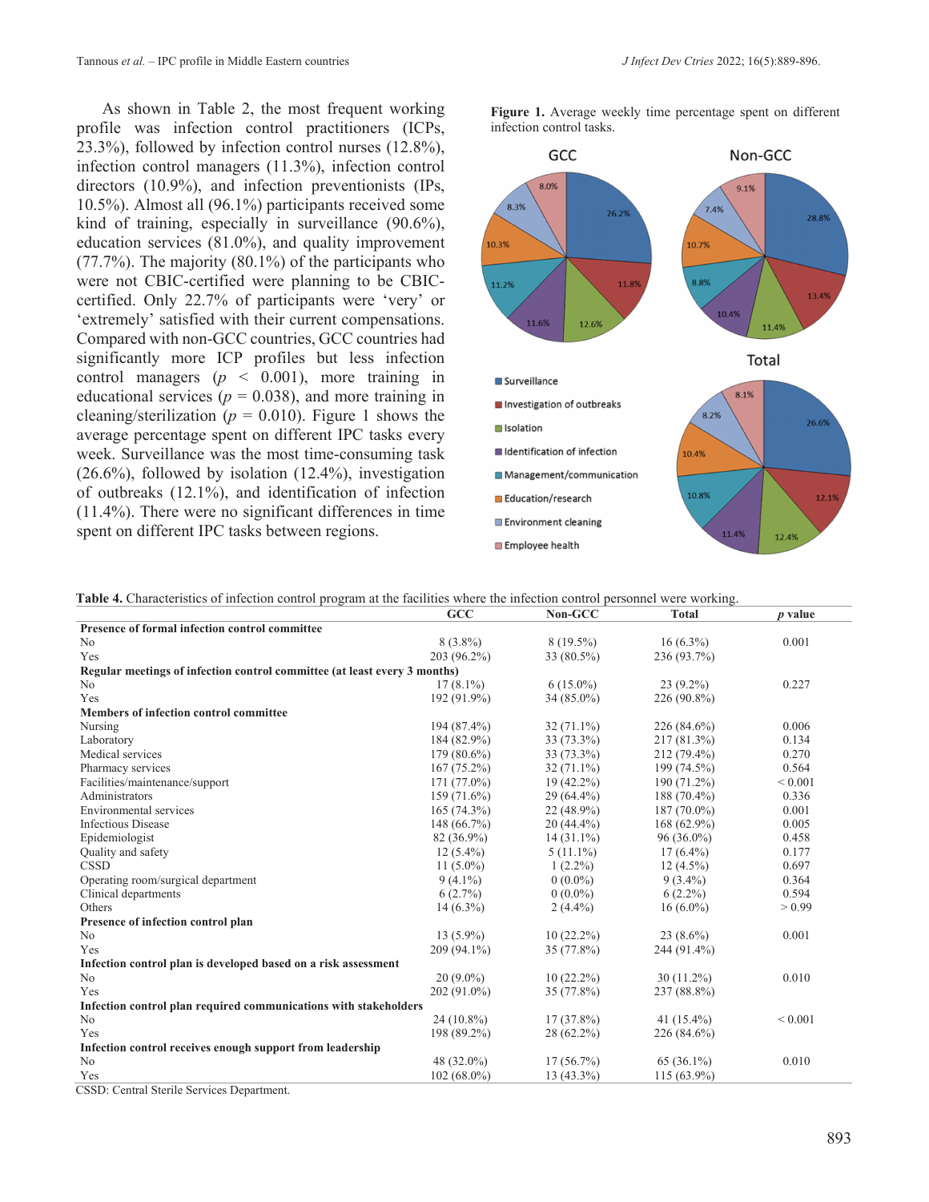As shown in Table 2, the most frequent working profile was infection control practitioners (ICPs, 23.3%), followed by infection control nurses (12.8%), infection control managers (11.3%), infection control directors (10.9%), and infection preventionists (IPs, 10.5%). Almost all (96.1%) participants received some kind of training, especially in surveillance (90.6%), education services (81.0%), and quality improvement (77.7%). The majority (80.1%) of the participants who were not CBIC-certified were planning to be CBIC-certified. Only 22.7% of participants were 'very' or 'extremely' satisfied with their current compensations. Compared with non-GCC countries, GCC countries had significantly more ICP profiles but less infection control managers ($p < 0.001$), more training in educational services ($p = 0.038$), and more training in cleaning/sterilization ($p = 0.010$). Figure 1 shows the average percentage spent on different IPC tasks every week. Surveillance was the most time-consuming task (26.6%), followed by isolation (12.4%), investigation of outbreaks (12.1%), and identification of infection (11.4%). There were no significant differences in time spent on different IPC tasks between regions.

**Figure 1.** Average weekly time percentage spent on different infection control tasks.

| Task | GCC | Non-GCC | Total |
|---|---|---|---|
| Surveillance | 26.2% | 28.8% | 26.6% |
| Investigation of outbreaks | 11.8% | 13.4% | 12.1% |
| Isolation | 12.6% | 11.4% | 12.4% |
| Identification of infection | 11.6% | 10.4% | 11.4% |
| Management/communication | 11.2% | 8.8% | 10.8% |
| Education/research | 10.3% | 10.7% | 10.4% |
| Environment cleaning | 8.3% | 7.4% | 8.2% |
| Employee health | 8.0% | 9.1% | 8.1% |

**Table 4.** Characteristics of infection control program at the facilities where the infection control personnel were working.

| | GCC | Non-GCC | Total | *p* value |
|---|---|---|---|---|
| **Presence of formal infection control committee** | | | | |
| No | 8 (3.8%) | 8 (19.5%) | 16 (6.3%) | 0.001 |
| Yes | 203 (96.2%) | 33 (80.5%) | 236 (93.7%) | |
| **Regular meetings of infection control committee (at least every 3 months)** | | | | |
| No | 17 (8.1%) | 6 (15.0%) | 23 (9.2%) | 0.227 |
| Yes | 192 (91.9%) | 34 (85.0%) | 226 (90.8%) | |
| **Members of infection control committee** | | | | |
| Nursing | 194 (87.4%) | 32 (71.1%) | 226 (84.6%) | 0.006 |
| Laboratory | 184 (82.9%) | 33 (73.3%) | 217 (81.3%) | 0.134 |
| Medical services | 179 (80.6%) | 33 (73.3%) | 212 (79.4%) | 0.270 |
| Pharmacy services | 167 (75.2%) | 32 (71.1%) | 199 (74.5%) | 0.564 |
| Facilities/maintenance/support | 171 (77.0%) | 19 (42.2%) | 190 (71.2%) | < 0.001 |
| Administrators | 159 (71.6%) | 29 (64.4%) | 188 (70.4%) | 0.336 |
| Environmental services | 165 (74.3%) | 22 (48.9%) | 187 (70.0%) | 0.001 |
| Infectious Disease | 148 (66.7%) | 20 (44.4%) | 168 (62.9%) | 0.005 |
| Epidemiologist | 82 (36.9%) | 14 (31.1%) | 96 (36.0%) | 0.458 |
| Quality and safety | 12 (5.4%) | 5 (11.1%) | 17 (6.4%) | 0.177 |
| CSSD | 11 (5.0%) | 1 (2.2%) | 12 (4.5%) | 0.697 |
| Operating room/surgical department | 9 (4.1%) | 0 (0.0%) | 9 (3.4%) | 0.364 |
| Clinical departments | 6 (2.7%) | 0 (0.0%) | 6 (2.2%) | 0.594 |
| Others | 14 (6.3%) | 2 (4.4%) | 16 (6.0%) | > 0.99 |
| **Presence of infection control plan** | | | | |
| No | 13 (5.9%) | 10 (22.2%) | 23 (8.6%) | 0.001 |
| Yes | 209 (94.1%) | 35 (77.8%) | 244 (91.4%) | |
| **Infection control plan is developed based on a risk assessment** | | | | |
| No | 20 (9.0%) | 10 (22.2%) | 30 (11.2%) | 0.010 |
| Yes | 202 (91.0%) | 35 (77.8%) | 237 (88.8%) | |
| **Infection control plan required communications with stakeholders** | | | | |
| No | 24 (10.8%) | 17 (37.8%) | 41 (15.4%) | < 0.001 |
| Yes | 198 (89.2%) | 28 (62.2%) | 226 (84.6%) | |
| **Infection control receives enough support from leadership** | | | | |
| No | 48 (32.0%) | 17 (56.7%) | 65 (36.1%) | 0.010 |
| Yes | 102 (68.0%) | 13 (43.3%) | 115 (63.9%) | |

CSSD: Central Sterile Services Department.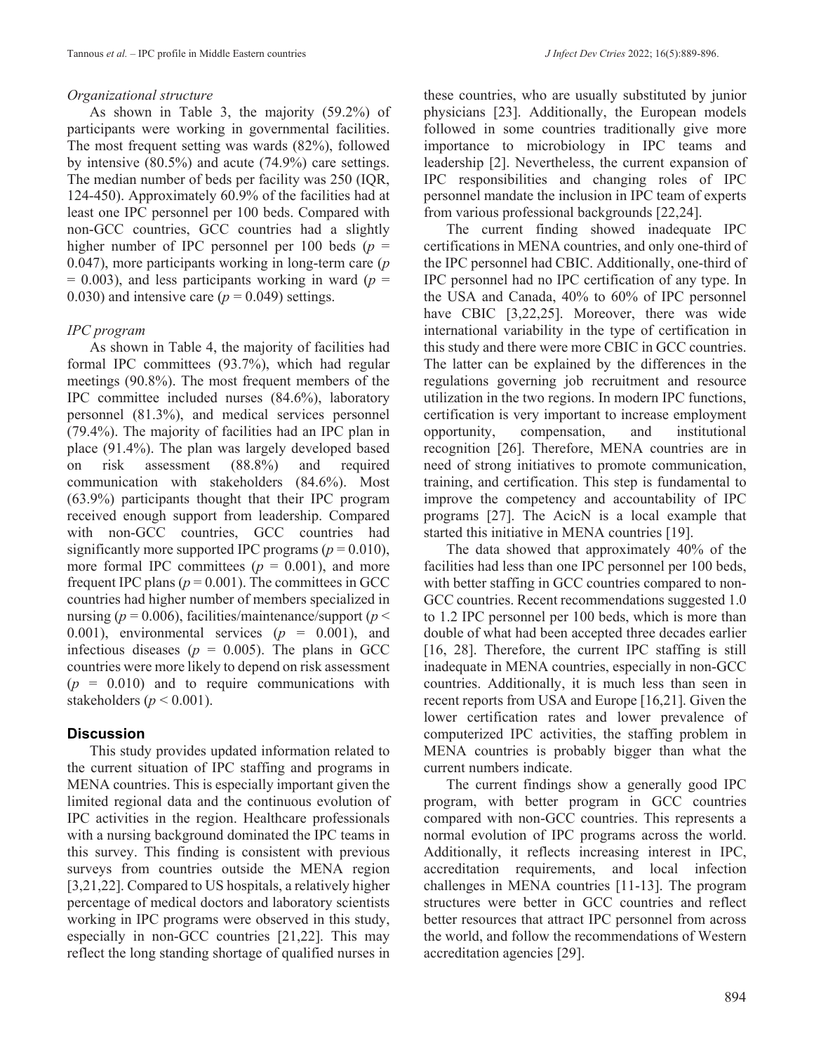*Organizational structure*

As shown in Table 3, the majority (59.2%) of participants were working in governmental facilities. The most frequent setting was wards (82%), followed by intensive (80.5%) and acute (74.9%) care settings. The median number of beds per facility was 250 (IQR, 124-450). Approximately 60.9% of the facilities had at least one IPC personnel per 100 beds. Compared with non-GCC countries, GCC countries had a slightly higher number of IPC personnel per 100 beds ($p = 0.047$), more participants working in long-term care ($p = 0.003$), and less participants working in ward ($p = 0.030$) and intensive care ($p = 0.049$) settings.

*IPC program*

As shown in Table 4, the majority of facilities had formal IPC committees (93.7%), which had regular meetings (90.8%). The most frequent members of the IPC committee included nurses (84.6%), laboratory personnel (81.3%), and medical services personnel (79.4%). The majority of facilities had an IPC plan in place (91.4%). The plan was largely developed based on risk assessment (88.8%) and required communication with stakeholders (84.6%). Most (63.9%) participants thought that their IPC program received enough support from leadership. Compared with non-GCC countries, GCC countries had significantly more supported IPC programs ($p = 0.010$), more formal IPC committees ($p = 0.001$), and more frequent IPC plans ($p = 0.001$). The committees in GCC countries had higher number of members specialized in nursing ($p = 0.006$), facilities/maintenance/support ($p < 0.001$), environmental services ($p = 0.001$), and infectious diseases ($p = 0.005$). The plans in GCC countries were more likely to depend on risk assessment ($p = 0.010$) and to require communications with stakeholders ($p < 0.001$).

## Discussion

This study provides updated information related to the current situation of IPC staffing and programs in MENA countries. This is especially important given the limited regional data and the continuous evolution of IPC activities in the region. Healthcare professionals with a nursing background dominated the IPC teams in this survey. This finding is consistent with previous surveys from countries outside the MENA region [3,21,22]. Compared to US hospitals, a relatively higher percentage of medical doctors and laboratory scientists working in IPC programs were observed in this study, especially in non-GCC countries [21,22]. This may reflect the long standing shortage of qualified nurses in these countries, who are usually substituted by junior physicians [23]. Additionally, the European models followed in some countries traditionally give more importance to microbiology in IPC teams and leadership [2]. Nevertheless, the current expansion of IPC responsibilities and changing roles of IPC personnel mandate the inclusion in IPC team of experts from various professional backgrounds [22,24].

The current finding showed inadequate IPC certifications in MENA countries, and only one-third of the IPC personnel had CBIC. Additionally, one-third of IPC personnel had no IPC certification of any type. In the USA and Canada, 40% to 60% of IPC personnel have CBIC [3,22,25]. Moreover, there was wide international variability in the type of certification in this study and there were more CBIC in GCC countries. The latter can be explained by the differences in the regulations governing job recruitment and resource utilization in the two regions. In modern IPC functions, certification is very important to increase employment opportunity, compensation, and institutional recognition [26]. Therefore, MENA countries are in need of strong initiatives to promote communication, training, and certification. This step is fundamental to improve the competency and accountability of IPC programs [27]. The AcicN is a local example that started this initiative in MENA countries [19].

The data showed that approximately 40% of the facilities had less than one IPC personnel per 100 beds, with better staffing in GCC countries compared to non-GCC countries. Recent recommendations suggested 1.0 to 1.2 IPC personnel per 100 beds, which is more than double of what had been accepted three decades earlier [16, 28]. Therefore, the current IPC staffing is still inadequate in MENA countries, especially in non-GCC countries. Additionally, it is much less than seen in recent reports from USA and Europe [16,21]. Given the lower certification rates and lower prevalence of computerized IPC activities, the staffing problem in MENA countries is probably bigger than what the current numbers indicate.

The current findings show a generally good IPC program, with better program in GCC countries compared with non-GCC countries. This represents a normal evolution of IPC programs across the world. Additionally, it reflects increasing interest in IPC, accreditation requirements, and local infection challenges in MENA countries [11-13]. The program structures were better in GCC countries and reflect better resources that attract IPC personnel from across the world, and follow the recommendations of Western accreditation agencies [29].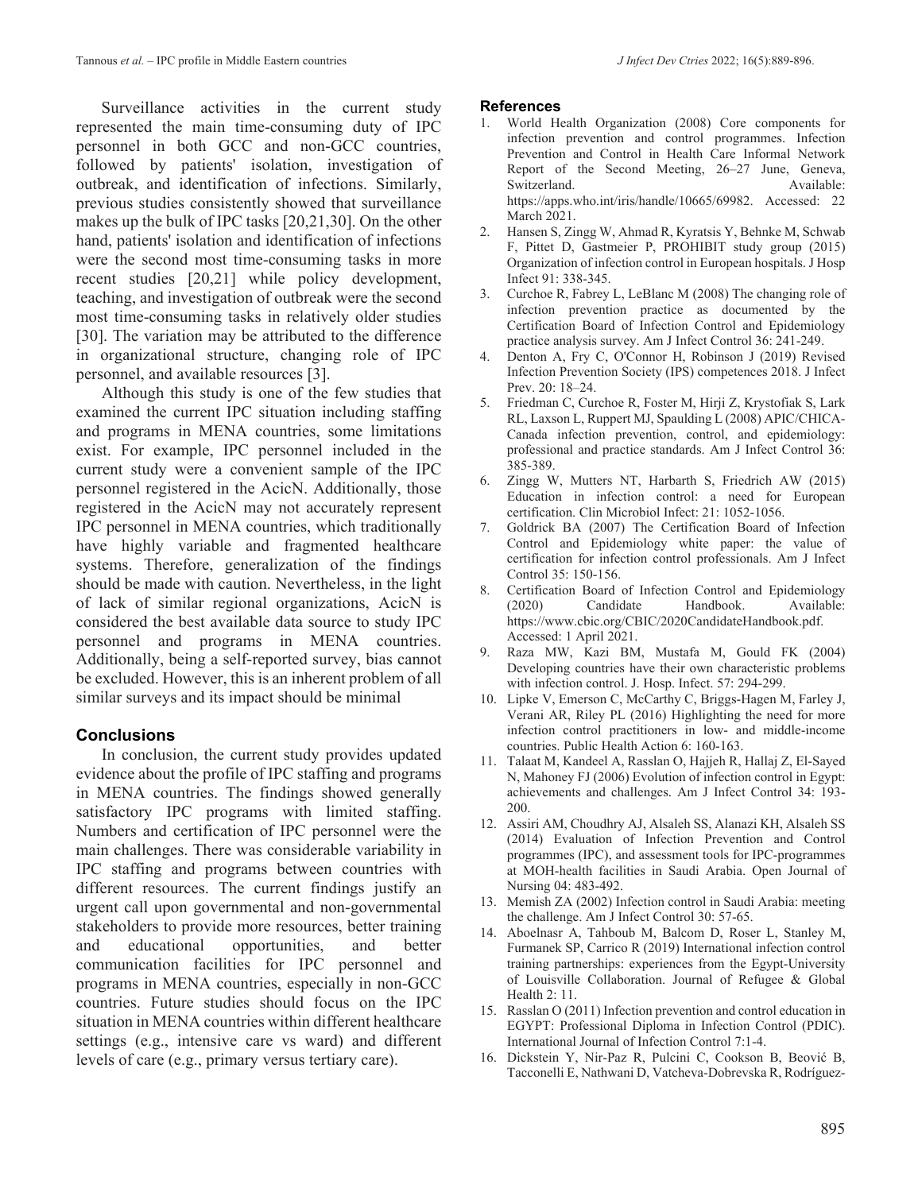Surveillance activities in the current study represented the main time-consuming duty of IPC personnel in both GCC and non-GCC countries, followed by patients' isolation, investigation of outbreak, and identification of infections. Similarly, previous studies consistently showed that surveillance makes up the bulk of IPC tasks [20,21,30]. On the other hand, patients' isolation and identification of infections were the second most time-consuming tasks in more recent studies [20,21] while policy development, teaching, and investigation of outbreak were the second most time-consuming tasks in relatively older studies [30]. The variation may be attributed to the difference in organizational structure, changing role of IPC personnel, and available resources [3].

Although this study is one of the few studies that examined the current IPC situation including staffing and programs in MENA countries, some limitations exist. For example, IPC personnel included in the current study were a convenient sample of the IPC personnel registered in the AcicN. Additionally, those registered in the AcicN may not accurately represent IPC personnel in MENA countries, which traditionally have highly variable and fragmented healthcare systems. Therefore, generalization of the findings should be made with caution. Nevertheless, in the light of lack of similar regional organizations, AcicN is considered the best available data source to study IPC personnel and programs in MENA countries. Additionally, being a self-reported survey, bias cannot be excluded. However, this is an inherent problem of all similar surveys and its impact should be minimal

## Conclusions

In conclusion, the current study provides updated evidence about the profile of IPC staffing and programs in MENA countries. The findings showed generally satisfactory IPC programs with limited staffing. Numbers and certification of IPC personnel were the main challenges. There was considerable variability in IPC staffing and programs between countries with different resources. The current findings justify an urgent call upon governmental and non-governmental stakeholders to provide more resources, better training and educational opportunities, and better communication facilities for IPC personnel and programs in MENA countries, especially in non-GCC countries. Future studies should focus on the IPC situation in MENA countries within different healthcare settings (e.g., intensive care vs ward) and different levels of care (e.g., primary versus tertiary care).

## References

1. World Health Organization (2008) Core components for infection prevention and control programmes. Infection Prevention and Control in Health Care Informal Network Report of the Second Meeting, 26–27 June, Geneva, Switzerland. Available: https://apps.who.int/iris/handle/10665/69982. Accessed: 22 March 2021.
2. Hansen S, Zingg W, Ahmad R, Kyratsis Y, Behnke M, Schwab F, Pittet D, Gastmeier P, PROHIBIT study group (2015) Organization of infection control in European hospitals. J Hosp Infect 91: 338-345.
3. Curchoe R, Fabrey L, LeBlanc M (2008) The changing role of infection prevention practice as documented by the Certification Board of Infection Control and Epidemiology practice analysis survey. Am J Infect Control 36: 241-249.
4. Denton A, Fry C, O'Connor H, Robinson J (2019) Revised Infection Prevention Society (IPS) competences 2018. J Infect Prev. 20: 18–24.
5. Friedman C, Curchoe R, Foster M, Hirji Z, Krystofiak S, Lark RL, Laxson L, Ruppert MJ, Spaulding L (2008) APIC/CHICA-Canada infection prevention, control, and epidemiology: professional and practice standards. Am J Infect Control 36: 385-389.
6. Zingg W, Mutters NT, Harbarth S, Friedrich AW (2015) Education in infection control: a need for European certification. Clin Microbiol Infect: 21: 1052-1056.
7. Goldrick BA (2007) The Certification Board of Infection Control and Epidemiology white paper: the value of certification for infection control professionals. Am J Infect Control 35: 150-156.
8. Certification Board of Infection Control and Epidemiology (2020) Candidate Handbook. Available: https://www.cbic.org/CBIC/2020CandidateHandbook.pdf. Accessed: 1 April 2021.
9. Raza MW, Kazi BM, Mustafa M, Gould FK (2004) Developing countries have their own characteristic problems with infection control. J. Hosp. Infect. 57: 294-299.
10. Lipke V, Emerson C, McCarthy C, Briggs-Hagen M, Farley J, Verani AR, Riley PL (2016) Highlighting the need for more infection control practitioners in low- and middle-income countries. Public Health Action 6: 160-163.
11. Talaat M, Kandeel A, Rasslan O, Hajjeh R, Hallaj Z, El-Sayed N, Mahoney FJ (2006) Evolution of infection control in Egypt: achievements and challenges. Am J Infect Control 34: 193-200.
12. Assiri AM, Choudhry AJ, Alsaleh SS, Alanazi KH, Alsaleh SS (2014) Evaluation of Infection Prevention and Control programmes (IPC), and assessment tools for IPC-programmes at MOH-health facilities in Saudi Arabia. Open Journal of Nursing 04: 483-492.
13. Memish ZA (2002) Infection control in Saudi Arabia: meeting the challenge. Am J Infect Control 30: 57-65.
14. Aboelnasr A, Tahboub M, Balcom D, Roser L, Stanley M, Furmanek SP, Carrico R (2019) International infection control training partnerships: experiences from the Egypt-University of Louisville Collaboration. Journal of Refugee & Global Health 2: 11.
15. Rasslan O (2011) Infection prevention and control education in EGYPT: Professional Diploma in Infection Control (PDIC). International Journal of Infection Control 7:1-4.
16. Dickstein Y, Nir-Paz R, Pulcini C, Cookson B, Beović B, Tacconelli E, Nathwani D, Vatcheva-Dobrevska R, Rodríguez-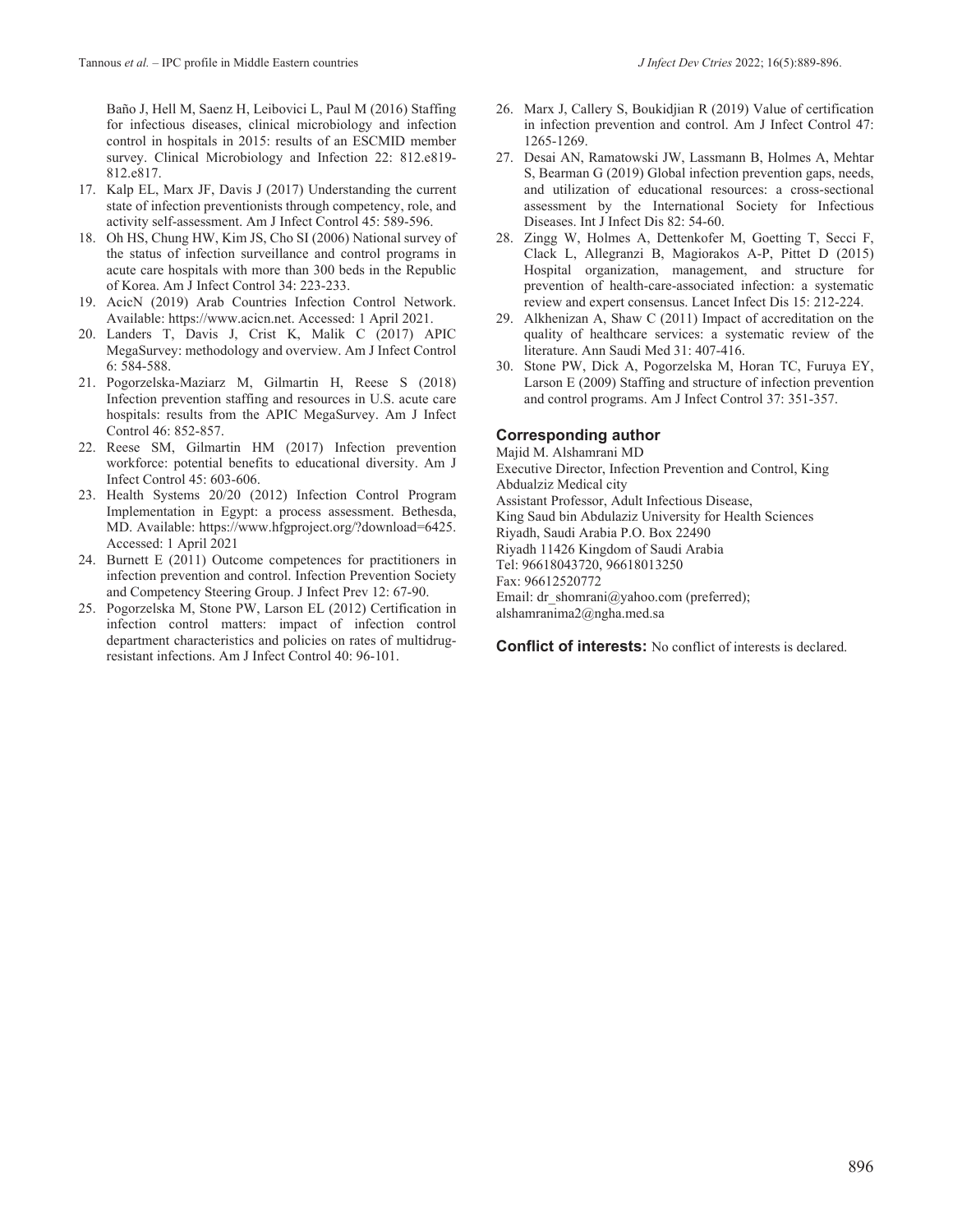Baño J, Hell M, Saenz H, Leibovici L, Paul M (2016) Staffing for infectious diseases, clinical microbiology and infection control in hospitals in 2015: results of an ESCMID member survey. Clinical Microbiology and Infection 22: 812.e819-812.e817.

17. Kalp EL, Marx JF, Davis J (2017) Understanding the current state of infection preventionists through competency, role, and activity self-assessment. Am J Infect Control 45: 589-596.
18. Oh HS, Chung HW, Kim JS, Cho SI (2006) National survey of the status of infection surveillance and control programs in acute care hospitals with more than 300 beds in the Republic of Korea. Am J Infect Control 34: 223-233.
19. AcicN (2019) Arab Countries Infection Control Network. Available: https://www.acicn.net. Accessed: 1 April 2021.
20. Landers T, Davis J, Crist K, Malik C (2017) APIC MegaSurvey: methodology and overview. Am J Infect Control 6: 584-588.
21. Pogorzelska-Maziarz M, Gilmartin H, Reese S (2018) Infection prevention staffing and resources in U.S. acute care hospitals: results from the APIC MegaSurvey. Am J Infect Control 46: 852-857.
22. Reese SM, Gilmartin HM (2017) Infection prevention workforce: potential benefits to educational diversity. Am J Infect Control 45: 603-606.
23. Health Systems 20/20 (2012) Infection Control Program Implementation in Egypt: a process assessment. Bethesda, MD. Available: https://www.hfgproject.org/?download=6425. Accessed: 1 April 2021
24. Burnett E (2011) Outcome competences for practitioners in infection prevention and control. Infection Prevention Society and Competency Steering Group. J Infect Prev 12: 67-90.
25. Pogorzelska M, Stone PW, Larson EL (2012) Certification in infection control matters: impact of infection control department characteristics and policies on rates of multidrug-resistant infections. Am J Infect Control 40: 96-101.
26. Marx J, Callery S, Boukidjian R (2019) Value of certification in infection prevention and control. Am J Infect Control 47: 1265-1269.
27. Desai AN, Ramatowski JW, Lassmann B, Holmes A, Mehtar S, Bearman G (2019) Global infection prevention gaps, needs, and utilization of educational resources: a cross-sectional assessment by the International Society for Infectious Diseases. Int J Infect Dis 82: 54-60.
28. Zingg W, Holmes A, Dettenkofer M, Goetting T, Secci F, Clack L, Allegranzi B, Magiorakos A-P, Pittet D (2015) Hospital organization, management, and structure for prevention of health-care-associated infection: a systematic review and expert consensus. Lancet Infect Dis 15: 212-224.
29. Alkhenizan A, Shaw C (2011) Impact of accreditation on the quality of healthcare services: a systematic review of the literature. Ann Saudi Med 31: 407-416.
30. Stone PW, Dick A, Pogorzelska M, Horan TC, Furuya EY, Larson E (2009) Staffing and structure of infection prevention and control programs. Am J Infect Control 37: 351-357.

## Corresponding author

Majid M. Alshamrani MD
Executive Director, Infection Prevention and Control, King Abdualziz Medical city
Assistant Professor, Adult Infectious Disease,
King Saud bin Abdulaziz University for Health Sciences
Riyadh, Saudi Arabia P.O. Box 22490
Riyadh 11426 Kingdom of Saudi Arabia
Tel: 96618043720, 96618013250
Fax: 96612520772
Email: dr_shomrani@yahoo.com (preferred); alshamranima2@ngha.med.sa

**Conflict of interests:** No conflict of interests is declared.